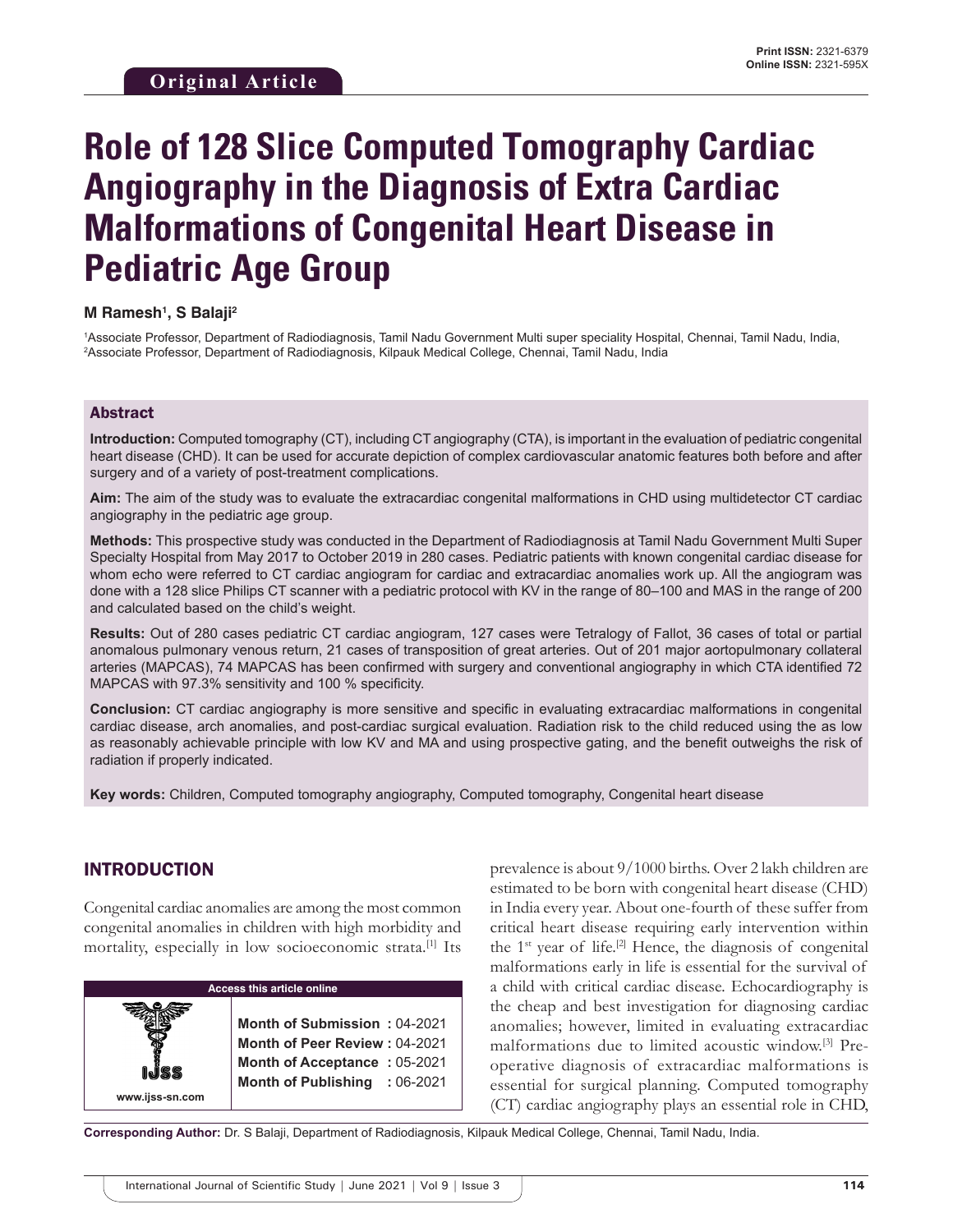Original Article

# Role of 128 Slice Computed Tomography Cardiac Angiography in the Diagnosis of Extra Cardiac Malformations of Congenital Heart Disease in Pediatric Age Group

**M Ramesh[1], S Balaji[2]**

[1]Associate Professor, Department of Radiodiagnosis, Tamil Nadu Government Multi super speciality Hospital, Chennai, Tamil Nadu, India, [2]Associate Professor, Department of Radiodiagnosis, Kilpauk Medical College, Chennai, Tamil Nadu, India

## Abstract

**Introduction:** Computed tomography (CT), including CT angiography (CTA), is important in the evaluation of pediatric congenital heart disease (CHD). It can be used for accurate depiction of complex cardiovascular anatomic features both before and after surgery and of a variety of post-treatment complications.

**Aim:** The aim of the study was to evaluate the extracardiac congenital malformations in CHD using multidetector CT cardiac angiography in the pediatric age group.

**Methods:** This prospective study was conducted in the Department of Radiodiagnosis at Tamil Nadu Government Multi Super Specialty Hospital from May 2017 to October 2019 in 280 cases. Pediatric patients with known congenital cardiac disease for whom echo were referred to CT cardiac angiogram for cardiac and extracardiac anomalies work up. All the angiogram was done with a 128 slice Philips CT scanner with a pediatric protocol with KV in the range of 80–100 and MAS in the range of 200 and calculated based on the child's weight.

**Results:** Out of 280 cases pediatric CT cardiac angiogram, 127 cases were Tetralogy of Fallot, 36 cases of total or partial anomalous pulmonary venous return, 21 cases of transposition of great arteries. Out of 201 major aortopulmonary collateral arteries (MAPCAS), 74 MAPCAS has been confirmed with surgery and conventional angiography in which CTA identified 72 MAPCAS with 97.3% sensitivity and 100 % specificity.

**Conclusion:** CT cardiac angiography is more sensitive and specific in evaluating extracardiac malformations in congenital cardiac disease, arch anomalies, and post-cardiac surgical evaluation. Radiation risk to the child reduced using the as low as reasonably achievable principle with low KV and MA and using prospective gating, and the benefit outweighs the risk of radiation if properly indicated.

**Key words:** Children, Computed tomography angiography, Computed tomography, Congenital heart disease

## INTRODUCTION

Congenital cardiac anomalies are among the most common congenital anomalies in children with high morbidity and mortality, especially in low socioeconomic strata.[1] Its prevalence is about 9/1000 births. Over 2 lakh children are estimated to be born with congenital heart disease (CHD) in India every year. About one-fourth of these suffer from critical heart disease requiring early intervention within the 1st year of life.[2] Hence, the diagnosis of congenital malformations early in life is essential for the survival of a child with critical cardiac disease. Echocardiography is the cheap and best investigation for diagnosing cardiac anomalies; however, limited in evaluating extracardiac malformations due to limited acoustic window.[3] Pre-operative diagnosis of extracardiac malformations is essential for surgical planning. Computed tomography (CT) cardiac angiography plays an essential role in CHD,

| Access this article online | |
|---|---|
| IJSS www.ijss-sn.com | **Month of Submission :** 04-2021 **Month of Peer Review :** 04-2021 **Month of Acceptance :** 05-2021 **Month of Publishing :** 06-2021 |

**Corresponding Author:** Dr. S Balaji, Department of Radiodiagnosis, Kilpauk Medical College, Chennai, Tamil Nadu, India.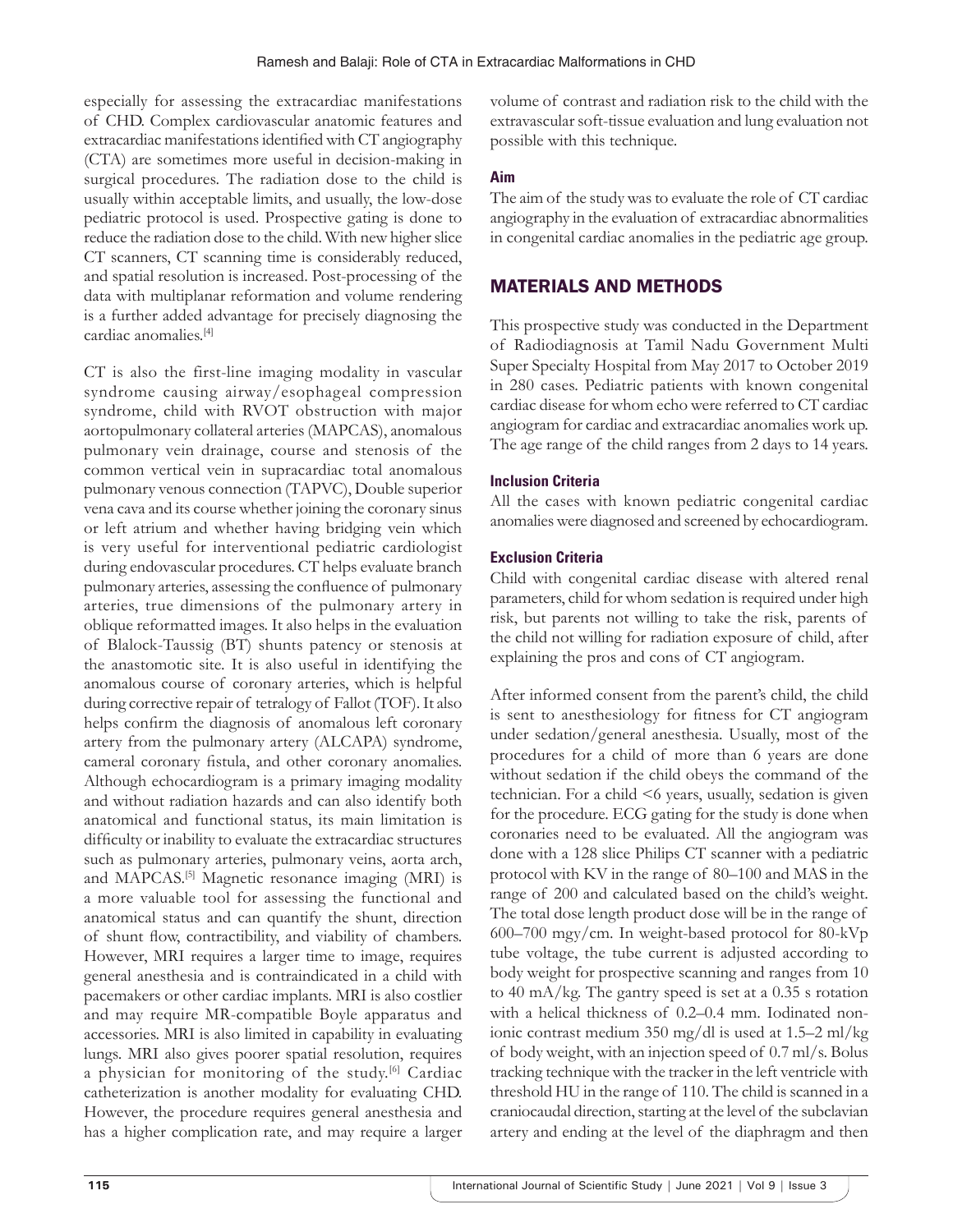especially for assessing the extracardiac manifestations of CHD. Complex cardiovascular anatomic features and extracardiac manifestations identified with CT angiography (CTA) are sometimes more useful in decision-making in surgical procedures. The radiation dose to the child is usually within acceptable limits, and usually, the low-dose pediatric protocol is used. Prospective gating is done to reduce the radiation dose to the child. With new higher slice CT scanners, CT scanning time is considerably reduced, and spatial resolution is increased. Post-processing of the data with multiplanar reformation and volume rendering is a further added advantage for precisely diagnosing the cardiac anomalies.[4]

CT is also the first-line imaging modality in vascular syndrome causing airway/esophageal compression syndrome, child with RVOT obstruction with major aortopulmonary collateral arteries (MAPCAS), anomalous pulmonary vein drainage, course and stenosis of the common vertical vein in supracardiac total anomalous pulmonary venous connection (TAPVC), Double superior vena cava and its course whether joining the coronary sinus or left atrium and whether having bridging vein which is very useful for interventional pediatric cardiologist during endovascular procedures. CT helps evaluate branch pulmonary arteries, assessing the confluence of pulmonary arteries, true dimensions of the pulmonary artery in oblique reformatted images. It also helps in the evaluation of Blalock-Taussig (BT) shunts patency or stenosis at the anastomotic site. It is also useful in identifying the anomalous course of coronary arteries, which is helpful during corrective repair of tetralogy of Fallot (TOF). It also helps confirm the diagnosis of anomalous left coronary artery from the pulmonary artery (ALCAPA) syndrome, cameral coronary fistula, and other coronary anomalies. Although echocardiogram is a primary imaging modality and without radiation hazards and can also identify both anatomical and functional status, its main limitation is difficulty or inability to evaluate the extracardiac structures such as pulmonary arteries, pulmonary veins, aorta arch, and MAPCAS.[5] Magnetic resonance imaging (MRI) is a more valuable tool for assessing the functional and anatomical status and can quantify the shunt, direction of shunt flow, contractibility, and viability of chambers. However, MRI requires a larger time to image, requires general anesthesia and is contraindicated in a child with pacemakers or other cardiac implants. MRI is also costlier and may require MR-compatible Boyle apparatus and accessories. MRI is also limited in capability in evaluating lungs. MRI also gives poorer spatial resolution, requires a physician for monitoring of the study.[6] Cardiac catheterization is another modality for evaluating CHD. However, the procedure requires general anesthesia and has a higher complication rate, and may require a larger volume of contrast and radiation risk to the child with the extravascular soft-tissue evaluation and lung evaluation not possible with this technique.

### Aim

The aim of the study was to evaluate the role of CT cardiac angiography in the evaluation of extracardiac abnormalities in congenital cardiac anomalies in the pediatric age group.

## MATERIALS AND METHODS

This prospective study was conducted in the Department of Radiodiagnosis at Tamil Nadu Government Multi Super Specialty Hospital from May 2017 to October 2019 in 280 cases. Pediatric patients with known congenital cardiac disease for whom echo were referred to CT cardiac angiogram for cardiac and extracardiac anomalies work up. The age range of the child ranges from 2 days to 14 years.

### Inclusion Criteria

All the cases with known pediatric congenital cardiac anomalies were diagnosed and screened by echocardiogram.

### Exclusion Criteria

Child with congenital cardiac disease with altered renal parameters, child for whom sedation is required under high risk, but parents not willing to take the risk, parents of the child not willing for radiation exposure of child, after explaining the pros and cons of CT angiogram.

After informed consent from the parent's child, the child is sent to anesthesiology for fitness for CT angiogram under sedation/general anesthesia. Usually, most of the procedures for a child of more than 6 years are done without sedation if the child obeys the command of the technician. For a child <6 years, usually, sedation is given for the procedure. ECG gating for the study is done when coronaries need to be evaluated. All the angiogram was done with a 128 slice Philips CT scanner with a pediatric protocol with KV in the range of 80–100 and MAS in the range of 200 and calculated based on the child's weight. The total dose length product dose will be in the range of 600–700 mgy/cm. In weight-based protocol for 80-kVp tube voltage, the tube current is adjusted according to body weight for prospective scanning and ranges from 10 to 40 mA/kg. The gantry speed is set at a 0.35 s rotation with a helical thickness of 0.2–0.4 mm. Iodinated non-ionic contrast medium 350 mg/dl is used at 1.5–2 ml/kg of body weight, with an injection speed of 0.7 ml/s. Bolus tracking technique with the tracker in the left ventricle with threshold HU in the range of 110. The child is scanned in a craniocaudal direction, starting at the level of the subclavian artery and ending at the level of the diaphragm and then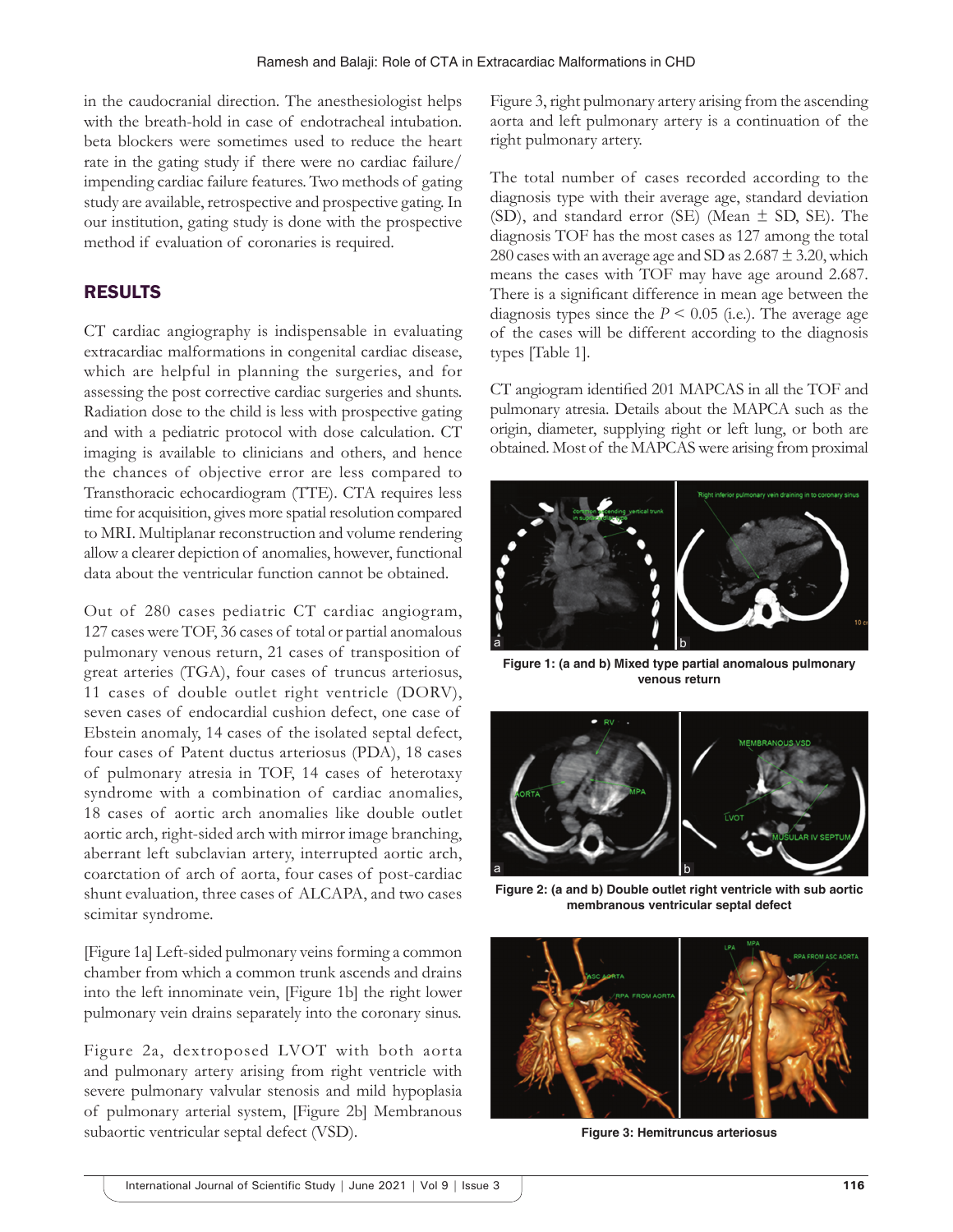in the caudocranial direction. The anesthesiologist helps with the breath-hold in case of endotracheal intubation. beta blockers were sometimes used to reduce the heart rate in the gating study if there were no cardiac failure/impending cardiac failure features. Two methods of gating study are available, retrospective and prospective gating. In our institution, gating study is done with the prospective method if evaluation of coronaries is required.

## RESULTS

CT cardiac angiography is indispensable in evaluating extracardiac malformations in congenital cardiac disease, which are helpful in planning the surgeries, and for assessing the post corrective cardiac surgeries and shunts. Radiation dose to the child is less with prospective gating and with a pediatric protocol with dose calculation. CT imaging is available to clinicians and others, and hence the chances of objective error are less compared to Transthoracic echocardiogram (TTE). CTA requires less time for acquisition, gives more spatial resolution compared to MRI. Multiplanar reconstruction and volume rendering allow a clearer depiction of anomalies, however, functional data about the ventricular function cannot be obtained.

Out of 280 cases pediatric CT cardiac angiogram, 127 cases were TOF, 36 cases of total or partial anomalous pulmonary venous return, 21 cases of transposition of great arteries (TGA), four cases of truncus arteriosus, 11 cases of double outlet right ventricle (DORV), seven cases of endocardial cushion defect, one case of Ebstein anomaly, 14 cases of the isolated septal defect, four cases of Patent ductus arteriosus (PDA), 18 cases of pulmonary atresia in TOF, 14 cases of heterotaxy syndrome with a combination of cardiac anomalies, 18 cases of aortic arch anomalies like double outlet aortic arch, right-sided arch with mirror image branching, aberrant left subclavian artery, interrupted aortic arch, coarctation of arch of aorta, four cases of post-cardiac shunt evaluation, three cases of ALCAPA, and two cases scimitar syndrome.

[Figure 1a] Left-sided pulmonary veins forming a common chamber from which a common trunk ascends and drains into the left innominate vein, [Figure 1b] the right lower pulmonary vein drains separately into the coronary sinus.

Figure 2a, dextroposed LVOT with both aorta and pulmonary artery arising from right ventricle with severe pulmonary valvular stenosis and mild hypoplasia of pulmonary arterial system, [Figure 2b] Membranous subaortic ventricular septal defect (VSD).

Figure 3, right pulmonary artery arising from the ascending aorta and left pulmonary artery is a continuation of the right pulmonary artery.

The total number of cases recorded according to the diagnosis type with their average age, standard deviation (SD), and standard error (SE) (Mean ± SD, SE). The diagnosis TOF has the most cases as 127 among the total 280 cases with an average age and SD as 2.687 ± 3.20, which means the cases with TOF may have age around 2.687. There is a significant difference in mean age between the diagnosis types since the $P < 0.05$ (i.e.). The average age of the cases will be different according to the diagnosis types [Table 1].

CT angiogram identified 201 MAPCAS in all the TOF and pulmonary atresia. Details about the MAPCA such as the origin, diameter, supplying right or left lung, or both are obtained. Most of the MAPCAS were arising from proximal

**Figure 1: (a and b) Mixed type partial anomalous pulmonary venous return**

**Figure 2: (a and b) Double outlet right ventricle with sub aortic membranous ventricular septal defect**

**Figure 3: Hemitruncus arteriosus**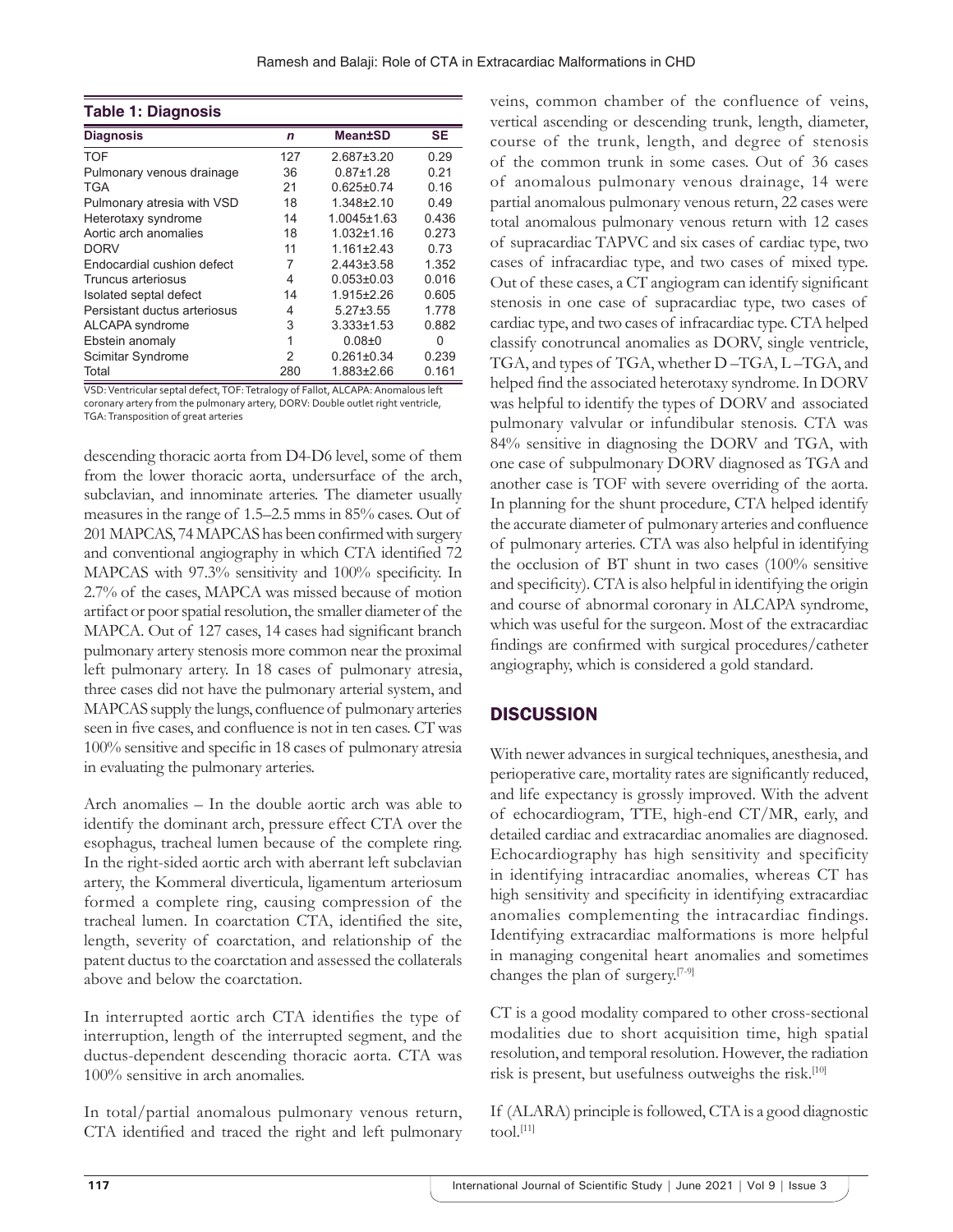**Table 1: Diagnosis**

| Diagnosis | n | Mean±SD | SE |
|---|---|---|---|
| TOF | 127 | 2.687±3.20 | 0.29 |
| Pulmonary venous drainage | 36 | 0.87±1.28 | 0.21 |
| TGA | 21 | 0.625±0.74 | 0.16 |
| Pulmonary atresia with VSD | 18 | 1.348±2.10 | 0.49 |
| Heterotaxy syndrome | 14 | 1.0045±1.63 | 0.436 |
| Aortic arch anomalies | 18 | 1.032±1.16 | 0.273 |
| DORV | 11 | 1.161±2.43 | 0.73 |
| Endocardial cushion defect | 7 | 2.443±3.58 | 1.352 |
| Truncus arteriosus | 4 | 0.053±0.03 | 0.016 |
| Isolated septal defect | 14 | 1.915±2.26 | 0.605 |
| Persistant ductus arteriosus | 4 | 5.27±3.55 | 1.778 |
| ALCAPA syndrome | 3 | 3.333±1.53 | 0.882 |
| Ebstein anomaly | 1 | 0.08±0 | 0 |
| Scimitar Syndrome | 2 | 0.261±0.34 | 0.239 |
| Total | 280 | 1.883±2.66 | 0.161 |

VSD: Ventricular septal defect, TOF: Tetralogy of Fallot, ALCAPA: Anomalous left coronary artery from the pulmonary artery, DORV: Double outlet right ventricle, TGA: Transposition of great arteries

descending thoracic aorta from D4-D6 level, some of them from the lower thoracic aorta, undersurface of the arch, subclavian, and innominate arteries. The diameter usually measures in the range of 1.5–2.5 mms in 85% cases. Out of 201 MAPCAS, 74 MAPCAS has been confirmed with surgery and conventional angiography in which CTA identified 72 MAPCAS with 97.3% sensitivity and 100% specificity. In 2.7% of the cases, MAPCA was missed because of motion artifact or poor spatial resolution, the smaller diameter of the MAPCA. Out of 127 cases, 14 cases had significant branch pulmonary artery stenosis more common near the proximal left pulmonary artery. In 18 cases of pulmonary atresia, three cases did not have the pulmonary arterial system, and MAPCAS supply the lungs, confluence of pulmonary arteries seen in five cases, and confluence is not in ten cases. CT was 100% sensitive and specific in 18 cases of pulmonary atresia in evaluating the pulmonary arteries.

Arch anomalies – In the double aortic arch was able to identify the dominant arch, pressure effect CTA over the esophagus, tracheal lumen because of the complete ring. In the right-sided aortic arch with aberrant left subclavian artery, the Kommeral diverticula, ligamentum arteriosum formed a complete ring, causing compression of the tracheal lumen. In coarctation CTA, identified the site, length, severity of coarctation, and relationship of the patent ductus to the coarctation and assessed the collaterals above and below the coarctation.

In interrupted aortic arch CTA identifies the type of interruption, length of the interrupted segment, and the ductus-dependent descending thoracic aorta. CTA was 100% sensitive in arch anomalies.

In total/partial anomalous pulmonary venous return, CTA identified and traced the right and left pulmonary veins, common chamber of the confluence of veins, vertical ascending or descending trunk, length, diameter, course of the trunk, length, and degree of stenosis of the common trunk in some cases. Out of 36 cases of anomalous pulmonary venous drainage, 14 were partial anomalous pulmonary venous return, 22 cases were total anomalous pulmonary venous return with 12 cases of supracardiac TAPVC and six cases of cardiac type, two cases of infracardiac type, and two cases of mixed type. Out of these cases, a CT angiogram can identify significant stenosis in one case of supracardiac type, two cases of cardiac type, and two cases of infracardiac type. CTA helped classify conotruncal anomalies as DORV, single ventricle, TGA, and types of TGA, whether D –TGA, L –TGA, and helped find the associated heterotaxy syndrome. In DORV was helpful to identify the types of DORV and associated pulmonary valvular or infundibular stenosis. CTA was 84% sensitive in diagnosing the DORV and TGA, with one case of subpulmonary DORV diagnosed as TGA and another case is TOF with severe overriding of the aorta. In planning for the shunt procedure, CTA helped identify the accurate diameter of pulmonary arteries and confluence of pulmonary arteries. CTA was also helpful in identifying the occlusion of BT shunt in two cases (100% sensitive and specificity). CTA is also helpful in identifying the origin and course of abnormal coronary in ALCAPA syndrome, which was useful for the surgeon. Most of the extracardiac findings are confirmed with surgical procedures/catheter angiography, which is considered a gold standard.

## DISCUSSION

With newer advances in surgical techniques, anesthesia, and perioperative care, mortality rates are significantly reduced, and life expectancy is grossly improved. With the advent of echocardiogram, TTE, high-end CT/MR, early, and detailed cardiac and extracardiac anomalies are diagnosed. Echocardiography has high sensitivity and specificity in identifying intracardiac anomalies, whereas CT has high sensitivity and specificity in identifying extracardiac anomalies complementing the intracardiac findings. Identifying extracardiac malformations is more helpful in managing congenital heart anomalies and sometimes changes the plan of surgery.[7-9]

CT is a good modality compared to other cross-sectional modalities due to short acquisition time, high spatial resolution, and temporal resolution. However, the radiation risk is present, but usefulness outweighs the risk.[10]

If (ALARA) principle is followed, CTA is a good diagnostic tool.[11]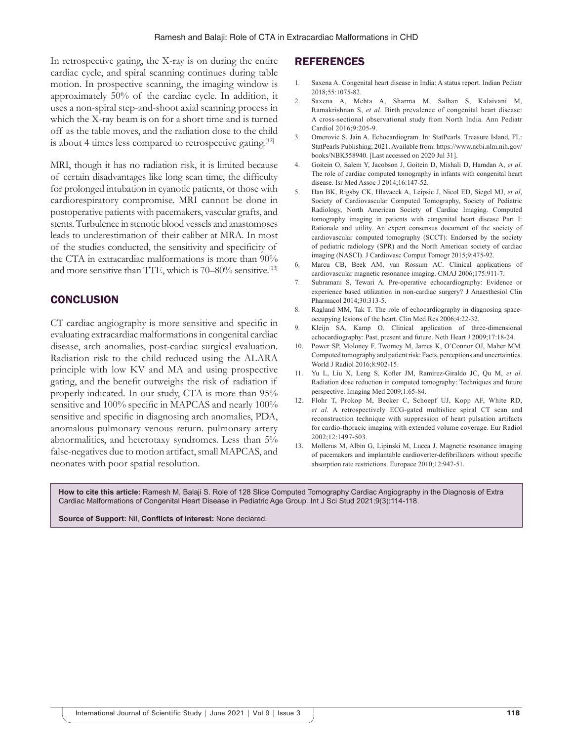In retrospective gating, the X-ray is on during the entire cardiac cycle, and spiral scanning continues during table motion. In prospective scanning, the imaging window is approximately 50% of the cardiac cycle. In addition, it uses a non-spiral step-and-shoot axial scanning process in which the X-ray beam is on for a short time and is turned off as the table moves, and the radiation dose to the child is about 4 times less compared to retrospective gating.[12]

MRI, though it has no radiation risk, it is limited because of certain disadvantages like long scan time, the difficulty for prolonged intubation in cyanotic patients, or those with cardiorespiratory compromise. MRI cannot be done in postoperative patients with pacemakers, vascular grafts, and stents. Turbulence in stenotic blood vessels and anastomoses leads to underestimation of their caliber at MRA. In most of the studies conducted, the sensitivity and specificity of the CTA in extracardiac malformations is more than 90% and more sensitive than TTE, which is 70–80% sensitive.[13]

## CONCLUSION

CT cardiac angiography is more sensitive and specific in evaluating extracardiac malformations in congenital cardiac disease, arch anomalies, post-cardiac surgical evaluation. Radiation risk to the child reduced using the ALARA principle with low KV and MA and using prospective gating, and the benefit outweighs the risk of radiation if properly indicated. In our study, CTA is more than 95% sensitive and 100% specific in MAPCAS and nearly 100% sensitive and specific in diagnosing arch anomalies, PDA, anomalous pulmonary venous return. pulmonary artery abnormalities, and heterotaxy syndromes. Less than 5% false-negatives due to motion artifact, small MAPCAS, and neonates with poor spatial resolution.

## REFERENCES

1. Saxena A. Congenital heart disease in India: A status report. Indian Pediatr 2018;55:1075-82.
2. Saxena A, Mehta A, Sharma M, Salhan S, Kalaivani M, Ramakrishnan S, *et al*. Birth prevalence of congenital heart disease: A cross-sectional observational study from North India. Ann Pediatr Cardiol 2016;9:205-9.
3. Omerovic S, Jain A. Echocardiogram. In: StatPearls. Treasure Island, FL: StatPearls Publishing; 2021. Available from: https://www.ncbi.nlm.nih.gov/books/NBK558940. [Last accessed on 2020 Jul 31].
4. Goitein O, Salem Y, Jacobson J, Goitein D, Mishali D, Hamdan A, *et al*. The role of cardiac computed tomography in infants with congenital heart disease. Isr Med Assoc J 2014;16:147-52.
5. Han BK, Rigsby CK, Hlavacek A, Leipsic J, Nicol ED, Siegel MJ, *et al*, Society of Cardiovascular Computed Tomography, Society of Pediatric Radiology, North American Society of Cardiac Imaging. Computed tomography imaging in patients with congenital heart disease Part I: Rationale and utility. An expert consensus document of the society of cardiovascular computed tomography (SCCT): Endorsed by the society of pediatric radiology (SPR) and the North American society of cardiac imaging (NASCI). J Cardiovasc Comput Tomogr 2015;9:475-92.
6. Marcu CB, Beek AM, van Rossum AC. Clinical applications of cardiovascular magnetic resonance imaging. CMAJ 2006;175:911-7.
7. Subramani S, Tewari A. Pre-operative echocardiography: Evidence or experience based utilization in non-cardiac surgery? J Anaesthesiol Clin Pharmacol 2014;30:313-5.
8. Ragland MM, Tak T. The role of echocardiography in diagnosing space-occupying lesions of the heart. Clin Med Res 2006;4:22-32.
9. Kleijn SA, Kamp O. Clinical application of three-dimensional echocardiography: Past, present and future. Neth Heart J 2009;17:18-24.
10. Power SP, Moloney F, Twomey M, James K, O'Connor OJ, Maher MM. Computed tomography and patient risk: Facts, perceptions and uncertainties. World J Radiol 2016;8:902-15.
11. Yu L, Liu X, Leng S, Kofler JM, Ramirez-Giraldo JC, Qu M, *et al*. Radiation dose reduction in computed tomography: Techniques and future perspective. Imaging Med 2009;1:65-84.
12. Flohr T, Prokop M, Becker C, Schoepf UJ, Kopp AF, White RD, *et al*. A retrospectively ECG-gated multislice spiral CT scan and reconstruction technique with suppression of heart pulsation artifacts for cardio-thoracic imaging with extended volume coverage. Eur Radiol 2002;12:1497-503.
13. Mollerus M, Albin G, Lipinski M, Lucca J. Magnetic resonance imaging of pacemakers and implantable cardioverter-defibrillators without specific absorption rate restrictions. Europace 2010;12:947-51.

**How to cite this article:** Ramesh M, Balaji S. Role of 128 Slice Computed Tomography Cardiac Angiography in the Diagnosis of Extra Cardiac Malformations of Congenital Heart Disease in Pediatric Age Group. Int J Sci Stud 2021;9(3):114-118.

**Source of Support:** Nil, **Conflicts of Interest:** None declared.